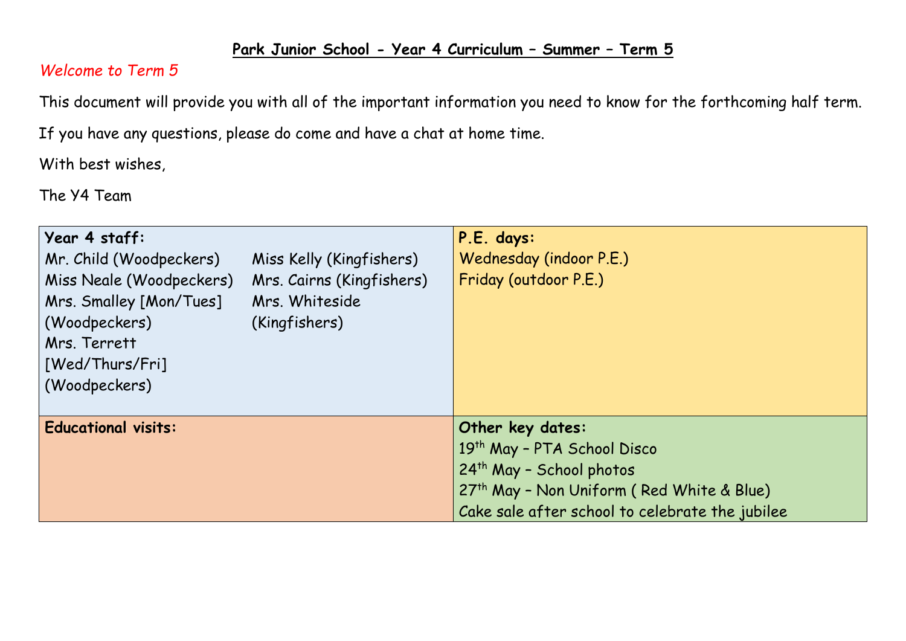# Park Junior School - Year 4 Curriculum – Summer – Term 5

*Welcome to Term 5*

This document will provide you with all of the important information you need to know for the forthcoming half term.

If you have any questions, please do come and have a chat at home time.

With best wishes,

The Y4 Team

| | |
|---|---|
| **Year 4 staff:**<br>Mr. Child (Woodpeckers)<br>Miss Neale (Woodpeckers)<br>Mrs. Smalley [Mon/Tues] (Woodpeckers)<br>Mrs. Terrett [Wed/Thurs/Fri] (Woodpeckers)<br>Miss Kelly (Kingfishers)<br>Mrs. Cairns (Kingfishers)<br>Mrs. Whiteside (Kingfishers) | **P.E. days:**<br>Wednesday (indoor P.E.)<br>Friday (outdoor P.E.) |
| **Educational visits:** | **Other key dates:**<br>19th May – PTA School Disco<br>24th May – School photos<br>27th May – Non Uniform ( Red White & Blue)<br>Cake sale after school to celebrate the jubilee |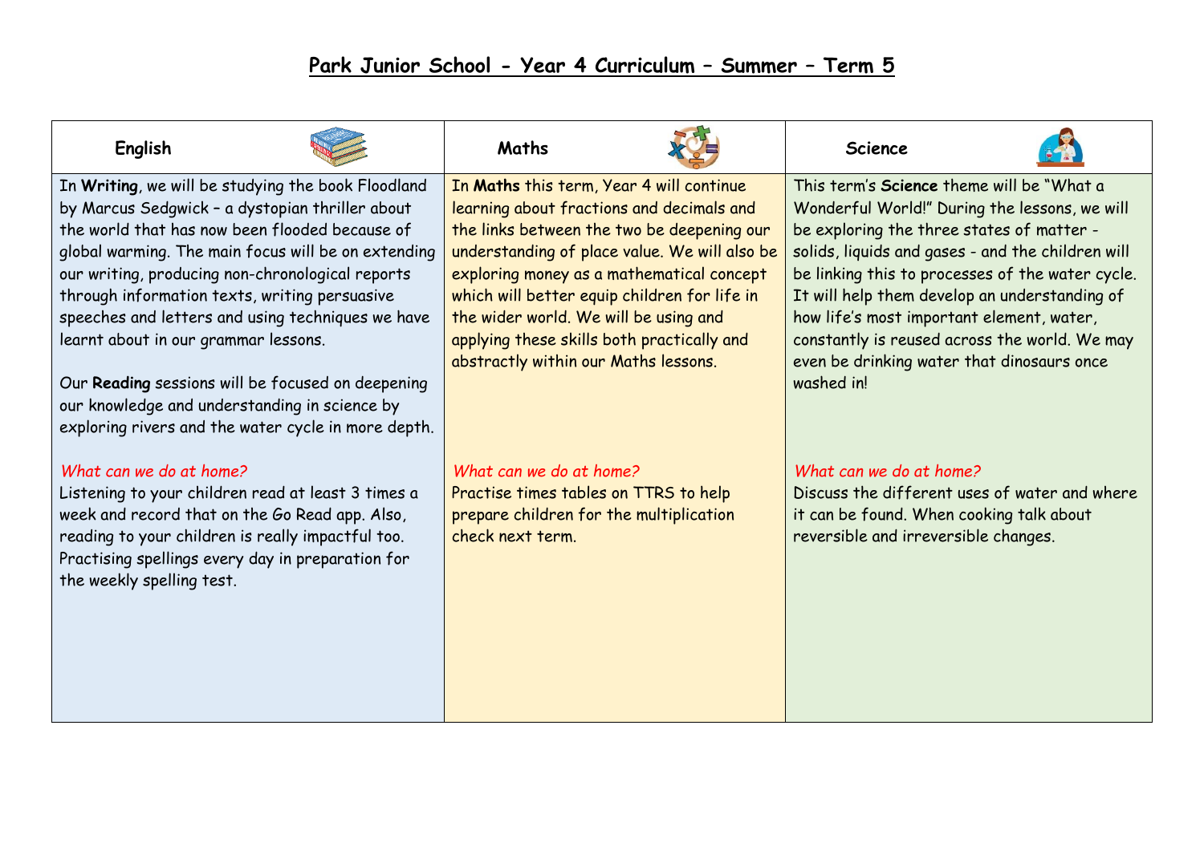# Park Junior School - Year 4 Curriculum – Summer – Term 5

| English | Maths | Science |
|---|---|---|
| In **Writing**, we will be studying the book Floodland by Marcus Sedgwick – a dystopian thriller about the world that has now been flooded because of global warming. The main focus will be on extending our writing, producing non-chronological reports through information texts, writing persuasive speeches and letters and using techniques we have learnt about in our grammar lessons.<br><br>Our **Reading** sessions will be focused on deepening our knowledge and understanding in science by exploring rivers and the water cycle in more depth.<br><br>*What can we do at home?*<br>Listening to your children read at least 3 times a week and record that on the Go Read app. Also, reading to your children is really impactful too. Practising spellings every day in preparation for the weekly spelling test. | In **Maths** this term, Year 4 will continue learning about fractions and decimals and the links between the two be deepening our understanding of place value. We will also be exploring money as a mathematical concept which will better equip children for life in the wider world. We will be using and applying these skills both practically and abstractly within our Maths lessons.<br><br>*What can we do at home?*<br>Practise times tables on TTRS to help prepare children for the multiplication check next term. | This term's **Science** theme will be "What a Wonderful World!" During the lessons, we will be exploring the three states of matter - solids, liquids and gases - and the children will be linking this to processes of the water cycle. It will help them develop an understanding of how life's most important element, water, constantly is reused across the world. We may even be drinking water that dinosaurs once washed in!<br><br>*What can we do at home?*<br>Discuss the different uses of water and where it can be found. When cooking talk about reversible and irreversible changes. |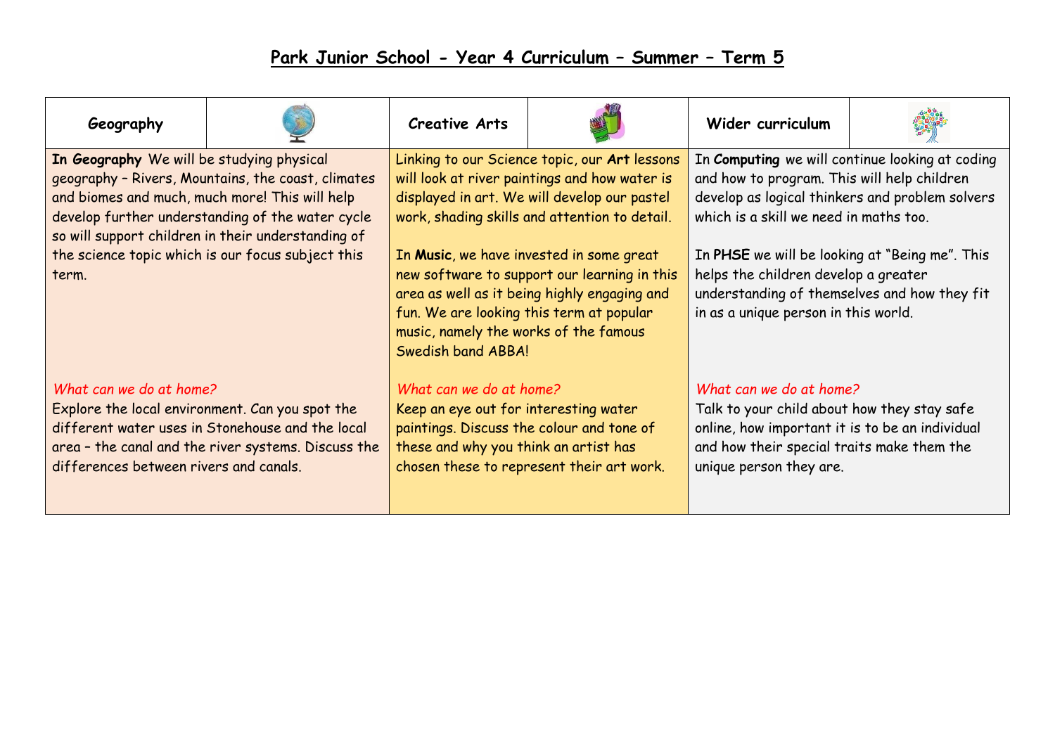# Park Junior School - Year 4 Curriculum – Summer – Term 5

| Geography | Creative Arts | Wider curriculum |
|---|---|---|
| **In Geography** We will be studying physical geography – Rivers, Mountains, the coast, climates and biomes and much, much more! This will help develop further understanding of the water cycle so will support children in their understanding of the science topic which is our focus subject this term. | Linking to our Science topic, our **Art** lessons will look at river paintings and how water is displayed in art. We will develop our pastel work, shading skills and attention to detail.<br><br>In **Music**, we have invested in some great new software to support our learning in this area as well as it being highly engaging and fun. We are looking this term at popular music, namely the works of the famous Swedish band ABBA! | In **Computing** we will continue looking at coding and how to program. This will help children develop as logical thinkers and problem solvers which is a skill we need in maths too.<br><br>In **PHSE** we will be looking at "Being me". This helps the children develop a greater understanding of themselves and how they fit in as a unique person in this world. |
| *What can we do at home?*<br>Explore the local environment. Can you spot the different water uses in Stonehouse and the local area – the canal and the river systems. Discuss the differences between rivers and canals. | *What can we do at home?*<br>Keep an eye out for interesting water paintings. Discuss the colour and tone of these and why you think an artist has chosen these to represent their art work. | *What can we do at home?*<br>Talk to your child about how they stay safe online, how important it is to be an individual and how their special traits make them the unique person they are. |